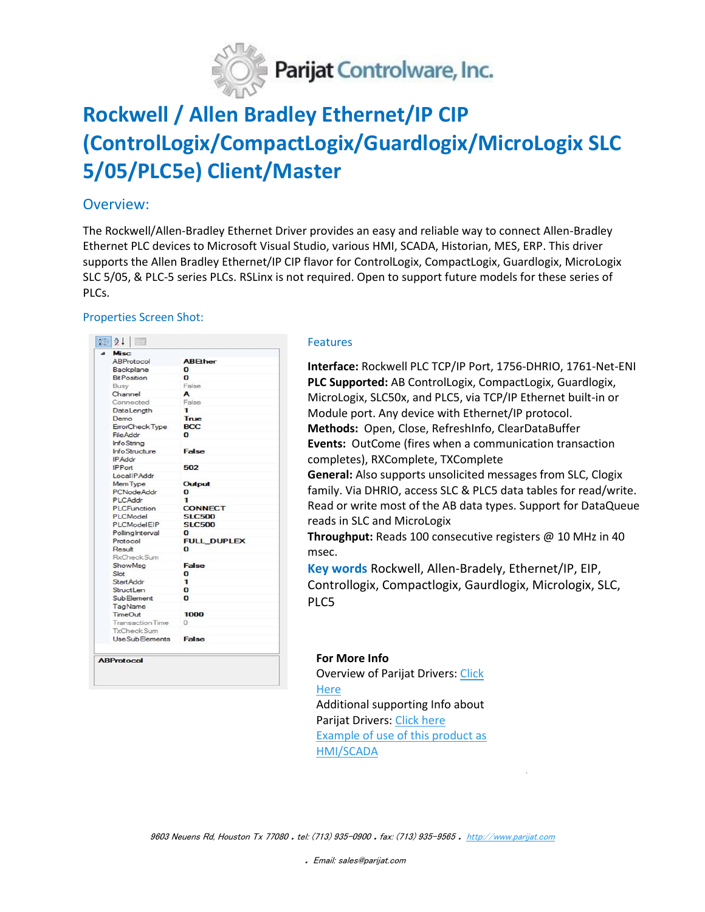Parijat Controlware, Inc.

# Rockwell / Allen Bradley Ethernet/IP CIP (ControlLogix/CompactLogix/Guardlogix/MicroLogix SLC 5/05/PLC5e) Client/Master

## Overview:

The Rockwell/Allen-Bradley Ethernet Driver provides an easy and reliable way to connect Allen-Bradley Ethernet PLC devices to Microsoft Visual Studio, various HMI, SCADA, Historian, MES, ERP. This driver supports the Allen Bradley Ethernet/IP CIP flavor for ControlLogix, CompactLogix, Guardlogix, MicroLogix SLC 5/05, & PLC-5 series PLCs. RSLinx is not required. Open to support future models for these series of PLCs.

### Properties Screen Shot:

| Misc | |
|---|---|
| ABProtocol | ABEther |
| Backplane | 0 |
| BitPosition | 0 |
| Busy | False |
| Channel | A |
| Connected | False |
| DataLength | 1 |
| Demo | True |
| ErrorCheckType | BCC |
| FileAddr | 0 |
| InfoString | |
| InfoStructure | False |
| IPAddr | |
| IPPort | 502 |
| LocalIPAddr | |
| MemType | Output |
| PCNodeAddr | 0 |
| PLCAddr | 1 |
| PLCFunction | CONNECT |
| PLCModel | SLC500 |
| PLCModelEIP | SLC500 |
| PollingInterval | 0 |
| Protocol | FULL_DUPLEX |
| Result | 0 |
| RxCheckSum | |
| ShowMsg | False |
| Slot | 0 |
| StartAddr | 1 |
| StructLen | 0 |
| SubElement | 0 |
| TagName | |
| TimeOut | 1000 |
| TransactionTime | 0 |
| TxCheckSum | |
| UseSubElements | False |

**ABProtocol**

### Features

**Interface:** Rockwell PLC TCP/IP Port, 1756-DHRIO, 1761-Net-ENI
**PLC Supported:** AB ControlLogix, CompactLogix, Guardlogix, MicroLogix, SLC50x, and PLC5, via TCP/IP Ethernet built-in or Module port. Any device with Ethernet/IP protocol.
**Methods:** Open, Close, RefreshInfo, ClearDataBuffer
**Events:** OutCome (fires when a communication transaction completes), RXComplete, TXComplete
**General:** Also supports unsolicited messages from SLC, Clogix family. Via DHRIO, access SLC & PLC5 data tables for read/write. Read or write most of the AB data types. Support for DataQueue reads in SLC and MicroLogix
**Throughput:** Reads 100 consecutive registers @ 10 MHz in 40 msec.
**Key words** Rockwell, Allen-Bradely, Ethernet/IP, EIP, Controllogix, Compactlogix, Gaurdlogix, Micrologix, SLC, PLC5

**For More Info**
Overview of Parijat Drivers: [Click Here]
Additional supporting Info about Parijat Drivers: [Click here]
[Example of use of this product as HMI/SCADA]

*9603 Neuens Rd, Houston Tx 77080 . tel: (713) 935-0900 . fax: (713) 935-9565 . http://www.parijat.com*

*. Email: sales@parijat.com*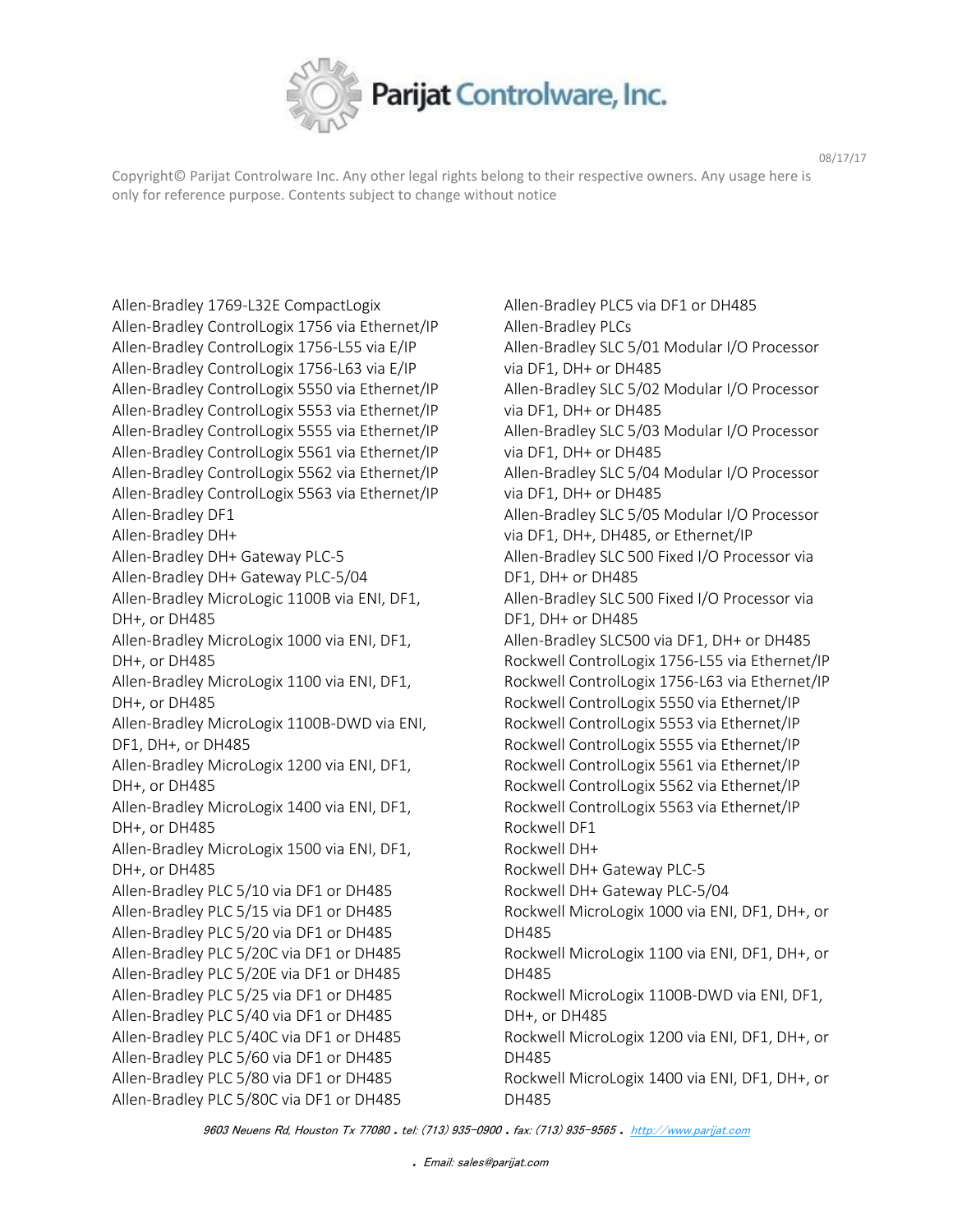Copyright© Parijat Controlware Inc. Any other legal rights belong to their respective owners. Any usage here is only for reference purpose. Contents subject to change without notice

08/17/17

Allen-Bradley 1769-L32E CompactLogix
Allen-Bradley ControlLogix 1756 via Ethernet/IP
Allen-Bradley ControlLogix 1756-L55 via E/IP
Allen-Bradley ControlLogix 1756-L63 via E/IP
Allen-Bradley ControlLogix 5550 via Ethernet/IP
Allen-Bradley ControlLogix 5553 via Ethernet/IP
Allen-Bradley ControlLogix 5555 via Ethernet/IP
Allen-Bradley ControlLogix 5561 via Ethernet/IP
Allen-Bradley ControlLogix 5562 via Ethernet/IP
Allen-Bradley ControlLogix 5563 via Ethernet/IP
Allen-Bradley DF1
Allen-Bradley DH+
Allen-Bradley DH+ Gateway PLC-5
Allen-Bradley DH+ Gateway PLC-5/04
Allen-Bradley MicroLogic 1100B via ENI, DF1, DH+, or DH485
Allen-Bradley MicroLogix 1000 via ENI, DF1, DH+, or DH485
Allen-Bradley MicroLogix 1100 via ENI, DF1, DH+, or DH485
Allen-Bradley MicroLogix 1100B-DWD via ENI, DF1, DH+, or DH485
Allen-Bradley MicroLogix 1200 via ENI, DF1, DH+, or DH485
Allen-Bradley MicroLogix 1400 via ENI, DF1, DH+, or DH485
Allen-Bradley MicroLogix 1500 via ENI, DF1, DH+, or DH485
Allen-Bradley PLC 5/10 via DF1 or DH485
Allen-Bradley PLC 5/15 via DF1 or DH485
Allen-Bradley PLC 5/20 via DF1 or DH485
Allen-Bradley PLC 5/20C via DF1 or DH485
Allen-Bradley PLC 5/20E via DF1 or DH485
Allen-Bradley PLC 5/25 via DF1 or DH485
Allen-Bradley PLC 5/40 via DF1 or DH485
Allen-Bradley PLC 5/40C via DF1 or DH485
Allen-Bradley PLC 5/60 via DF1 or DH485
Allen-Bradley PLC 5/80 via DF1 or DH485
Allen-Bradley PLC 5/80C via DF1 or DH485
Allen-Bradley PLC5 via DF1 or DH485
Allen-Bradley PLCs
Allen-Bradley SLC 5/01 Modular I/O Processor via DF1, DH+ or DH485
Allen-Bradley SLC 5/02 Modular I/O Processor via DF1, DH+ or DH485
Allen-Bradley SLC 5/03 Modular I/O Processor via DF1, DH+ or DH485
Allen-Bradley SLC 5/04 Modular I/O Processor via DF1, DH+ or DH485
Allen-Bradley SLC 5/05 Modular I/O Processor via DF1, DH+, DH485, or Ethernet/IP
Allen-Bradley SLC 500 Fixed I/O Processor via DF1, DH+ or DH485
Allen-Bradley SLC 500 Fixed I/O Processor via DF1, DH+ or DH485
Allen-Bradley SLC500 via DF1, DH+ or DH485
Rockwell ControlLogix 1756-L55 via Ethernet/IP
Rockwell ControlLogix 1756-L63 via Ethernet/IP
Rockwell ControlLogix 5550 via Ethernet/IP
Rockwell ControlLogix 5553 via Ethernet/IP
Rockwell ControlLogix 5555 via Ethernet/IP
Rockwell ControlLogix 5561 via Ethernet/IP
Rockwell ControlLogix 5562 via Ethernet/IP
Rockwell ControlLogix 5563 via Ethernet/IP
Rockwell DF1
Rockwell DH+
Rockwell DH+ Gateway PLC-5
Rockwell DH+ Gateway PLC-5/04
Rockwell MicroLogix 1000 via ENI, DF1, DH+, or DH485
Rockwell MicroLogix 1100 via ENI, DF1, DH+, or DH485
Rockwell MicroLogix 1100B-DWD via ENI, DF1, DH+, or DH485
Rockwell MicroLogix 1200 via ENI, DF1, DH+, or DH485
Rockwell MicroLogix 1400 via ENI, DF1, DH+, or DH485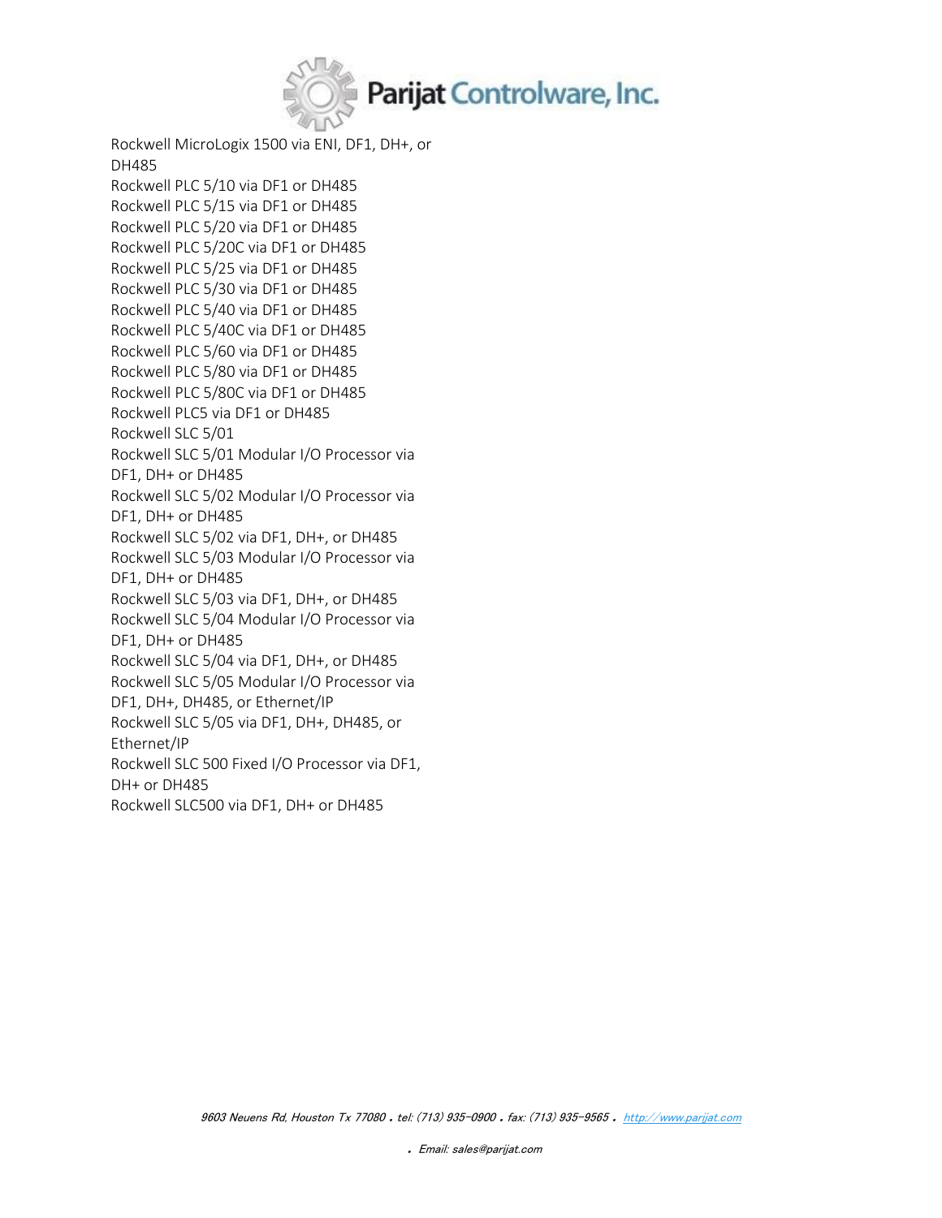Rockwell MicroLogix 1500 via ENI, DF1, DH+, or DH485
Rockwell PLC 5/10 via DF1 or DH485
Rockwell PLC 5/15 via DF1 or DH485
Rockwell PLC 5/20 via DF1 or DH485
Rockwell PLC 5/20C via DF1 or DH485
Rockwell PLC 5/25 via DF1 or DH485
Rockwell PLC 5/30 via DF1 or DH485
Rockwell PLC 5/40 via DF1 or DH485
Rockwell PLC 5/40C via DF1 or DH485
Rockwell PLC 5/60 via DF1 or DH485
Rockwell PLC 5/80 via DF1 or DH485
Rockwell PLC 5/80C via DF1 or DH485
Rockwell PLC5 via DF1 or DH485
Rockwell SLC 5/01
Rockwell SLC 5/01 Modular I/O Processor via DF1, DH+ or DH485
Rockwell SLC 5/02 Modular I/O Processor via DF1, DH+ or DH485
Rockwell SLC 5/02 via DF1, DH+, or DH485
Rockwell SLC 5/03 Modular I/O Processor via DF1, DH+ or DH485
Rockwell SLC 5/03 via DF1, DH+, or DH485
Rockwell SLC 5/04 Modular I/O Processor via DF1, DH+ or DH485
Rockwell SLC 5/04 via DF1, DH+, or DH485
Rockwell SLC 5/05 Modular I/O Processor via DF1, DH+, DH485, or Ethernet/IP
Rockwell SLC 5/05 via DF1, DH+, DH485, or Ethernet/IP
Rockwell SLC 500 Fixed I/O Processor via DF1, DH+ or DH485
Rockwell SLC500 via DF1, DH+ or DH485